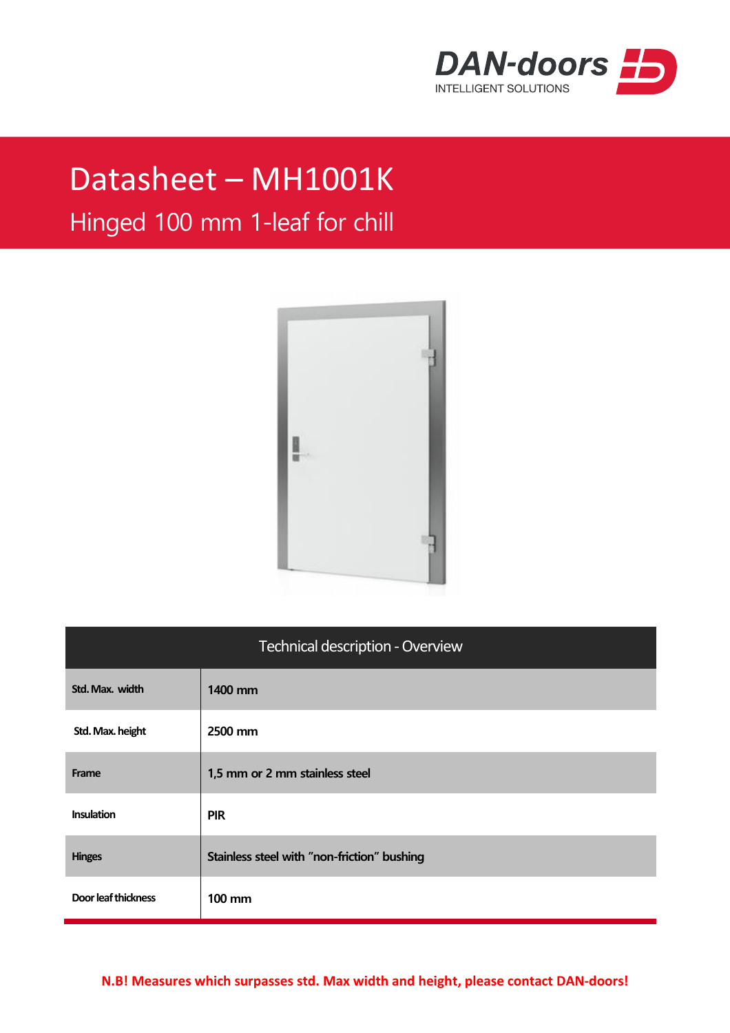DAN-doors
INTELLIGENT SOLUTIONS

# Datasheet – MH1001K

## Hinged 100 mm 1-leaf for chill

| Technical description - Overview | |
|---|---|
| Std. Max. width | 1400 mm |
| Std. Max. height | 2500 mm |
| Frame | 1,5 mm or 2 mm stainless steel |
| Insulation | PIR |
| Hinges | Stainless steel with "non-friction" bushing |
| Door leaf thickness | 100 mm |

**N.B! Measures which surpasses std. Max width and height, please contact DAN-doors!**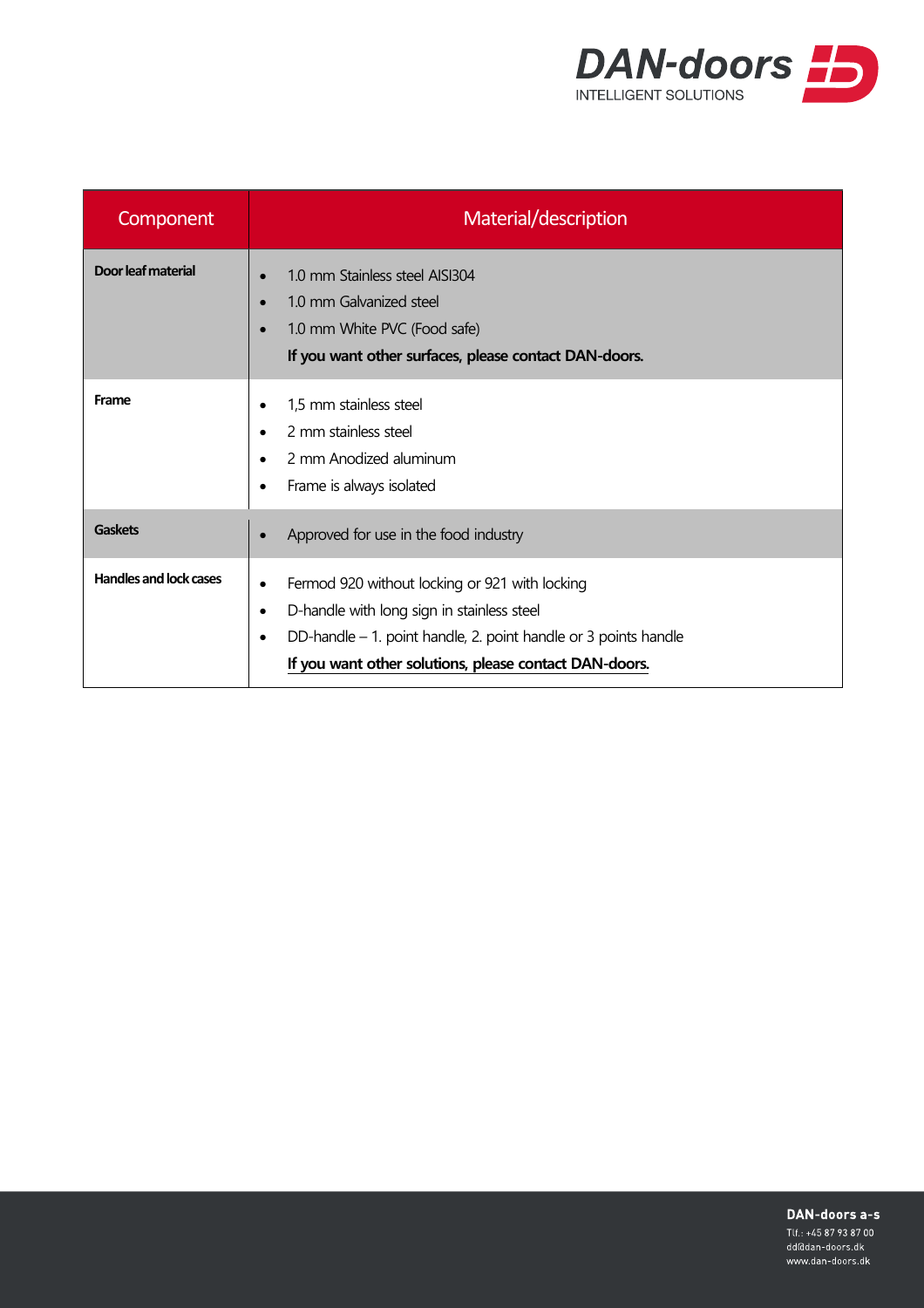| Component | Material/description |
| --- | --- |
| **Door leaf material** | • 1.0 mm Stainless steel AISI304<br>• 1.0 mm Galvanized steel<br>• 1.0 mm White PVC (Food safe)<br>**If you want other surfaces, please contact DAN-doors.** |
| **Frame** | • 1,5 mm stainless steel<br>• 2 mm stainless steel<br>• 2 mm Anodized aluminum<br>• Frame is always isolated |
| **Gaskets** | • Approved for use in the food industry |
| **Handles and lock cases** | • Fermod 920 without locking or 921 with locking<br>• D-handle with long sign in stainless steel<br>• DD-handle – 1. point handle, 2. point handle or 3 points handle<br>**If you want other solutions, please contact DAN-doors.** |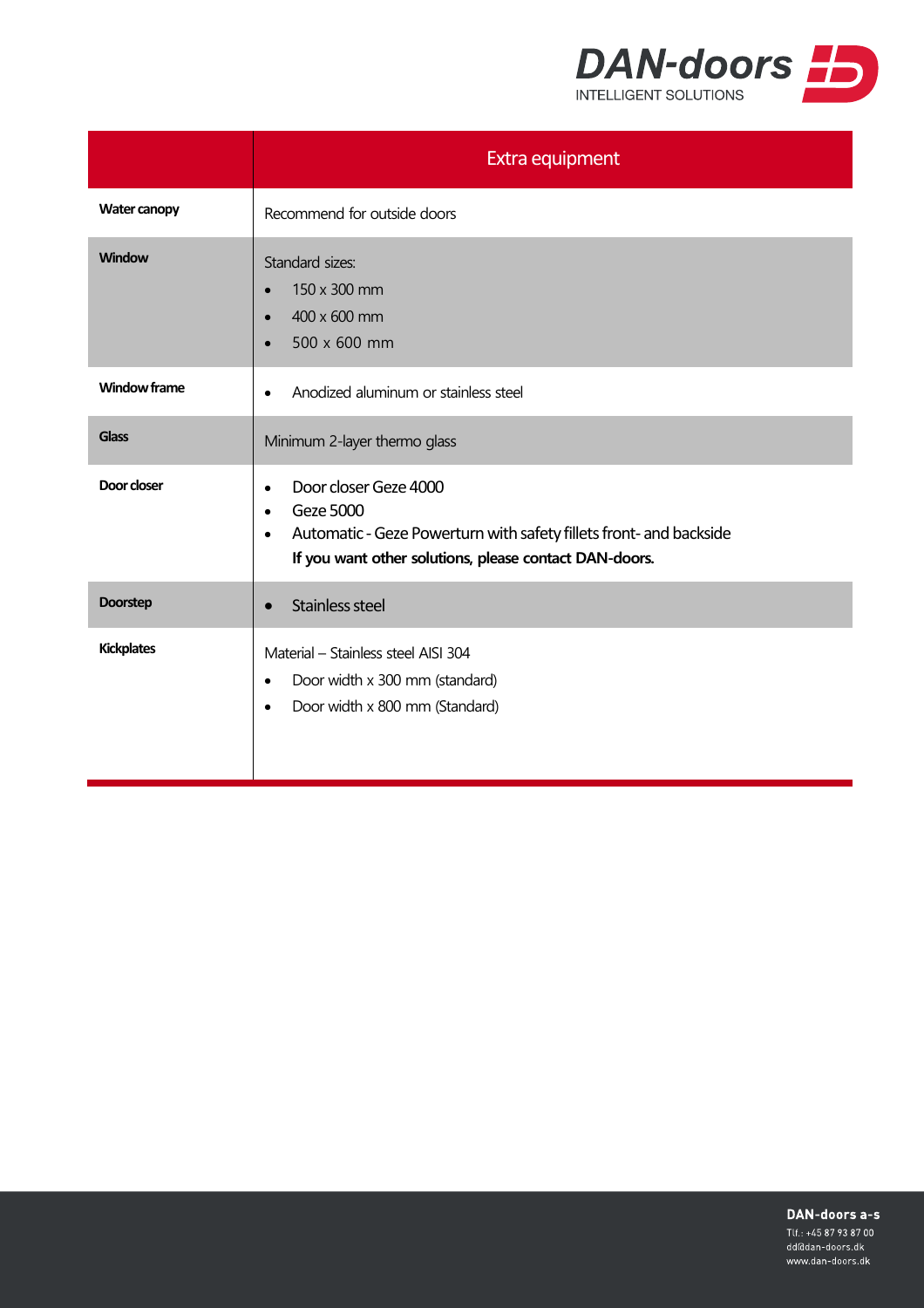| | Extra equipment |
|---|---|
| **Water canopy** | Recommend for outside doors |
| **Window** | Standard sizes:<br>• 150 x 300 mm<br>• 400 x 600 mm<br>• 500 x 600 mm |
| **Window frame** | • Anodized aluminum or stainless steel |
| **Glass** | Minimum 2-layer thermo glass |
| **Door closer** | • Door closer Geze 4000<br>• Geze 5000<br>• Automatic - Geze Powerturn with safety fillets front- and backside<br>**If you want other solutions, please contact DAN-doors.** |
| **Doorstep** | • Stainless steel |
| **Kickplates** | Material – Stainless steel AISI 304<br>• Door width x 300 mm (standard)<br>• Door width x 800 mm (Standard) |